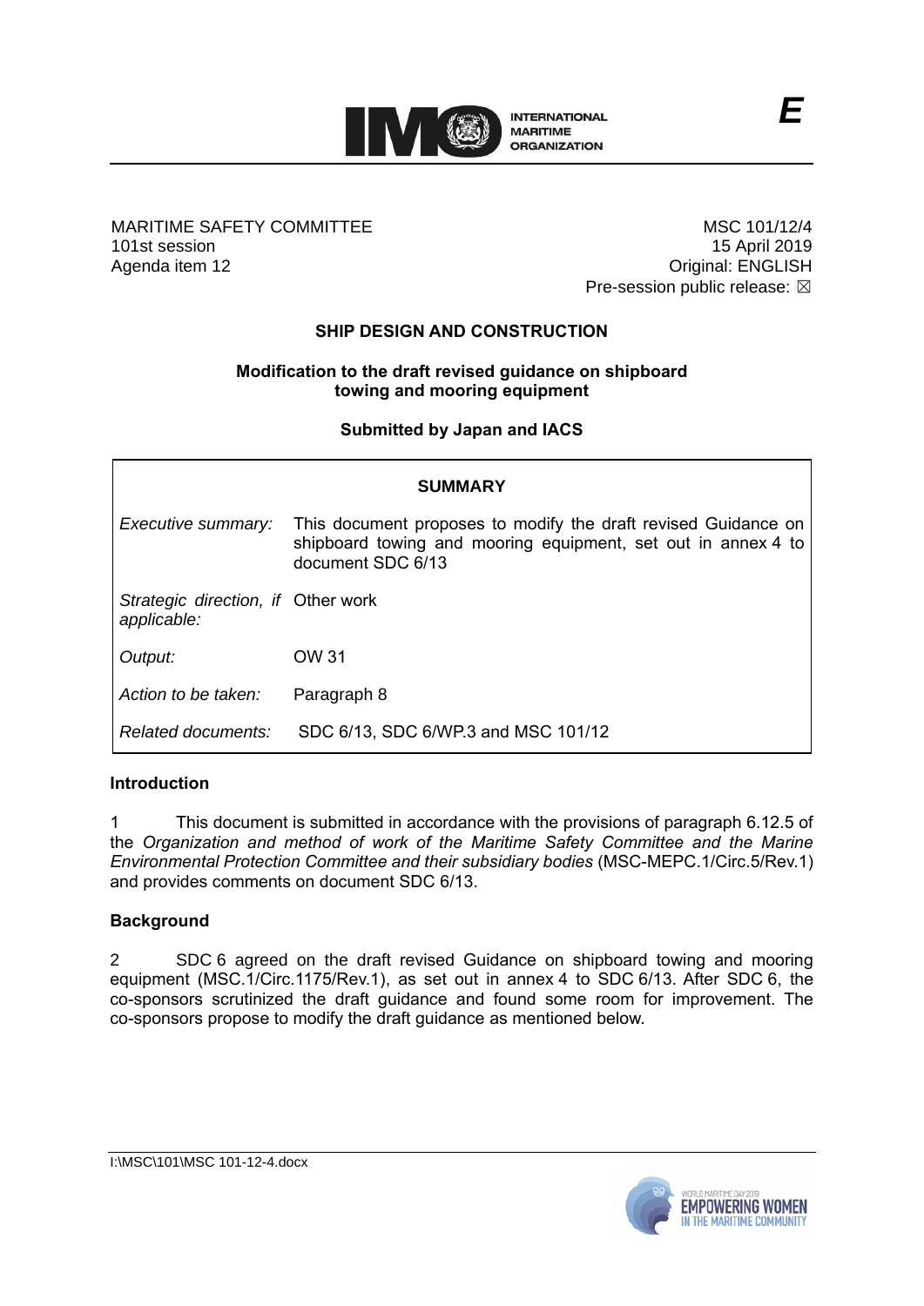E

MARITIME SAFETY COMMITTEE
101st session
Agenda item 12

MSC 101/12/4
15 April 2019
Original: ENGLISH
Pre-session public release: ☒

## SHIP DESIGN AND CONSTRUCTION

### Modification to the draft revised guidance on shipboard towing and mooring equipment

**Submitted by Japan and IACS**

| SUMMARY | |
|---|---|
| *Executive summary:* | This document proposes to modify the draft revised Guidance on shipboard towing and mooring equipment, set out in annex 4 to document SDC 6/13 |
| *Strategic direction, if applicable:* | Other work |
| *Output:* | OW 31 |
| *Action to be taken:* | Paragraph 8 |
| *Related documents:* | SDC 6/13, SDC 6/WP.3 and MSC 101/12 |

**Introduction**

1 This document is submitted in accordance with the provisions of paragraph 6.12.5 of the *Organization and method of work of the Maritime Safety Committee and the Marine Environmental Protection Committee and their subsidiary bodies* (MSC-MEPC.1/Circ.5/Rev.1) and provides comments on document SDC 6/13.

**Background**

2 SDC 6 agreed on the draft revised Guidance on shipboard towing and mooring equipment (MSC.1/Circ.1175/Rev.1), as set out in annex 4 to SDC 6/13. After SDC 6, the co-sponsors scrutinized the draft guidance and found some room for improvement. The co-sponsors propose to modify the draft guidance as mentioned below.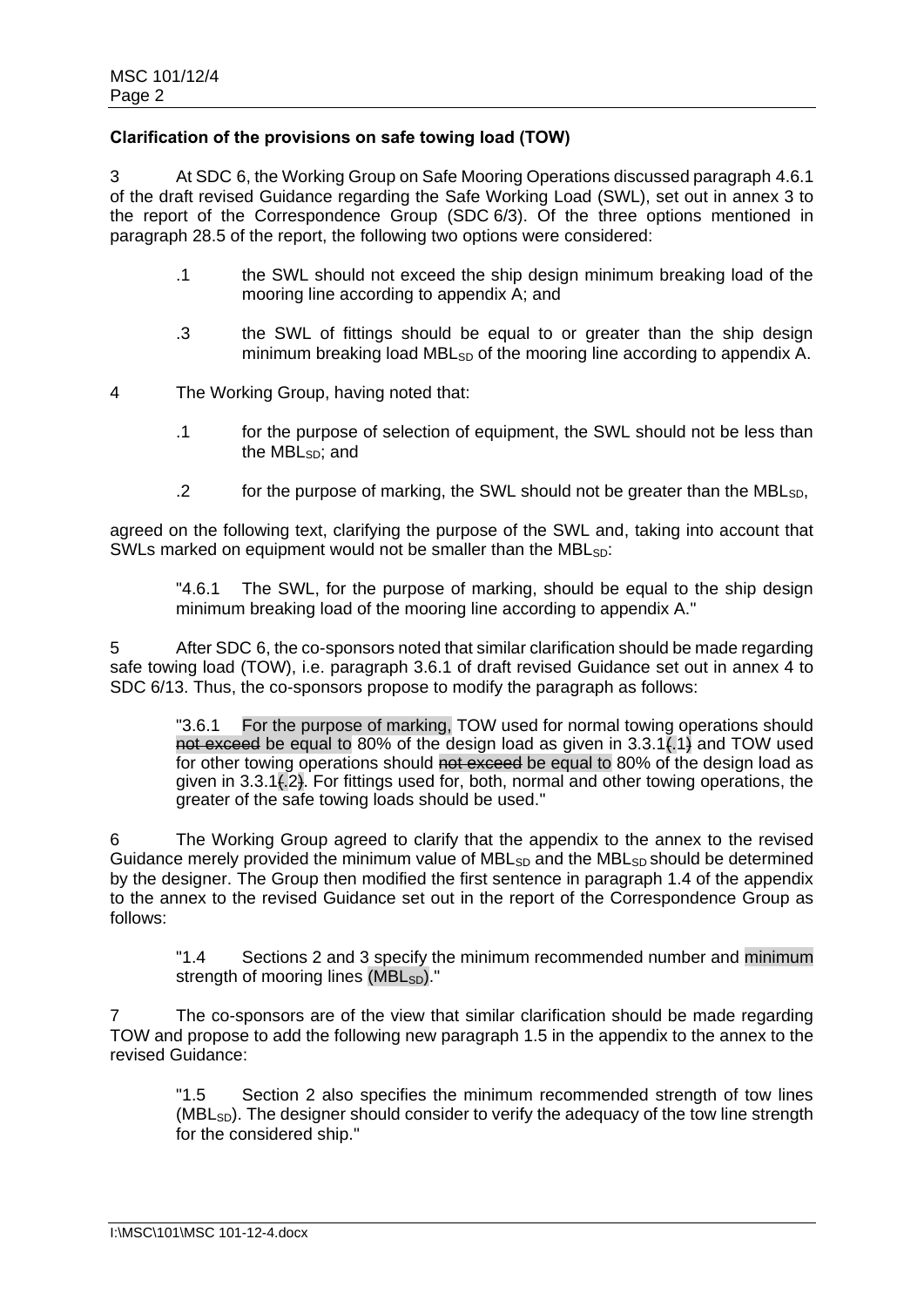**Clarification of the provisions on safe towing load (TOW)**

3 At SDC 6, the Working Group on Safe Mooring Operations discussed paragraph 4.6.1 of the draft revised Guidance regarding the Safe Working Load (SWL), set out in annex 3 to the report of the Correspondence Group (SDC 6/3). Of the three options mentioned in paragraph 28.5 of the report, the following two options were considered:

> .1 the SWL should not exceed the ship design minimum breaking load of the mooring line according to appendix A; and
>
> .3 the SWL of fittings should be equal to or greater than the ship design minimum breaking load $MBL_{SD}$ of the mooring line according to appendix A.

4 The Working Group, having noted that:

> .1 for the purpose of selection of equipment, the SWL should not be less than the $MBL_{SD}$; and
>
> .2 for the purpose of marking, the SWL should not be greater than the $MBL_{SD}$,

agreed on the following text, clarifying the purpose of the SWL and, taking into account that SWLs marked on equipment would not be smaller than the $MBL_{SD}$:

> "4.6.1 The SWL, for the purpose of marking, should be equal to the ship design minimum breaking load of the mooring line according to appendix A."

5 After SDC 6, the co-sponsors noted that similar clarification should be made regarding safe towing load (TOW), i.e. paragraph 3.6.1 of draft revised Guidance set out in annex 4 to SDC 6/13. Thus, the co-sponsors propose to modify the paragraph as follows:

> "3.6.1 For the purpose of marking, TOW used for normal towing operations should ~~not exceed~~ be equal to 80% of the design load as given in 3.3.1~~(~~.1~~)~~ and TOW used for other towing operations should ~~not exceed~~ be equal to 80% of the design load as given in 3.3.1~~(~~.2~~)~~. For fittings used for, both, normal and other towing operations, the greater of the safe towing loads should be used."

6 The Working Group agreed to clarify that the appendix to the annex to the revised Guidance merely provided the minimum value of $MBL_{SD}$ and the $MBL_{SD}$ should be determined by the designer. The Group then modified the first sentence in paragraph 1.4 of the appendix to the annex to the revised Guidance set out in the report of the Correspondence Group as follows:

> "1.4 Sections 2 and 3 specify the minimum recommended number and minimum strength of mooring lines ($MBL_{SD}$)."

7 The co-sponsors are of the view that similar clarification should be made regarding TOW and propose to add the following new paragraph 1.5 in the appendix to the annex to the revised Guidance:

> "1.5 Section 2 also specifies the minimum recommended strength of tow lines ($MBL_{SD}$). The designer should consider to verify the adequacy of the tow line strength for the considered ship."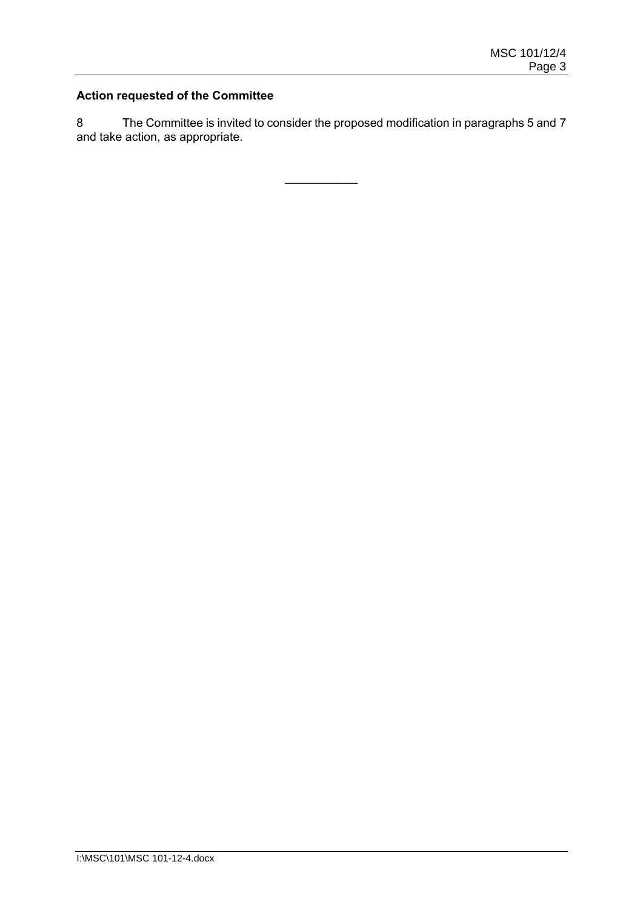**Action requested of the Committee**

8 The Committee is invited to consider the proposed modification in paragraphs 5 and 7 and take action, as appropriate.

___________